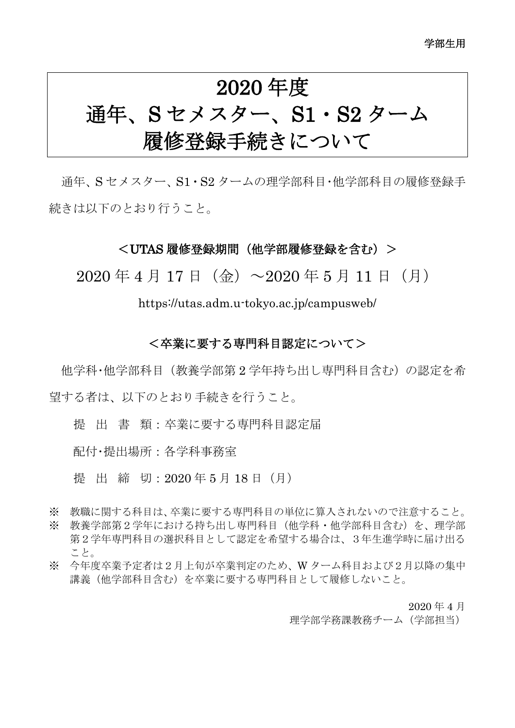学部生用

# 2020 年度
# 通年、S セメスター、S1・S2 ターム
# 履修登録手続きについて

通年、S セメスター、S1・S2 タームの理学部科目・他学部科目の履修登録手続きは以下のとおり行うこと。

### ＜UTAS 履修登録期間（他学部履修登録を含む）＞

2020 年 4 月 17 日（金）～2020 年 5 月 11 日（月）

https://utas.adm.u-tokyo.ac.jp/campusweb/

### ＜卒業に要する専門科目認定について＞

他学科・他学部科目（教養学部第 2 学年持ち出し専門科目含む）の認定を希望する者は、以下のとおり手続きを行うこと。

提　出　書　類：卒業に要する専門科目認定届

配付・提出場所：各学科事務室

提　出　締　切：2020 年 5 月 18 日（月）

※　教職に関する科目は、卒業に要する専門科目の単位に算入されないので注意すること。

※　教養学部第２学年における持ち出し専門科目（他学科・他学部科目含む）を、理学部第２学年専門科目の選択科目として認定を希望する場合は、３年生進学時に届け出ること。

※　今年度卒業予定者は２月上旬が卒業判定のため、W ターム科目および２月以降の集中講義（他学部科目含む）を卒業に要する専門科目として履修しないこと。

2020 年 4 月

理学部学務課教務チーム（学部担当）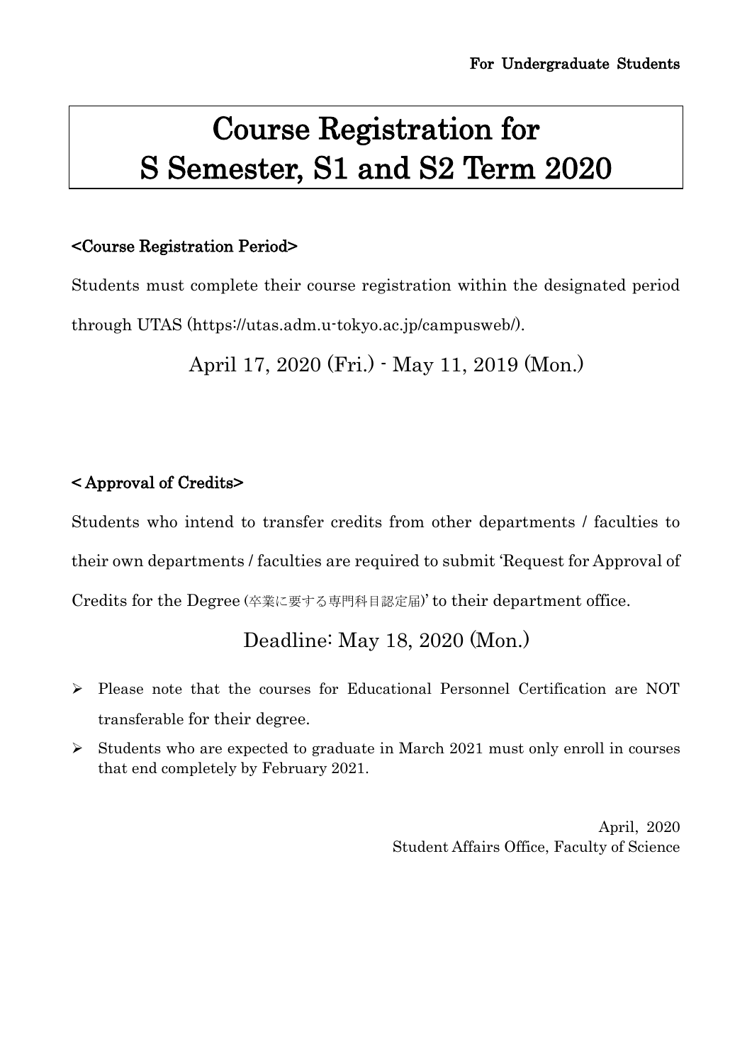**For Undergraduate Students**

# Course Registration for S Semester, S1 and S2 Term 2020

## <Course Registration Period>

Students must complete their course registration within the designated period through UTAS (https://utas.adm.u-tokyo.ac.jp/campusweb/).

April 17, 2020 (Fri.) - May 11, 2019 (Mon.)

## < Approval of Credits>

Students who intend to transfer credits from other departments / faculties to their own departments / faculties are required to submit 'Request for Approval of Credits for the Degree (卒業に要する専門科目認定届)' to their department office.

Deadline: May 18, 2020 (Mon.)

- Please note that the courses for Educational Personnel Certification are NOT transferable for their degree.
- Students who are expected to graduate in March 2021 must only enroll in courses that end completely by February 2021.

April, 2020
Student Affairs Office, Faculty of Science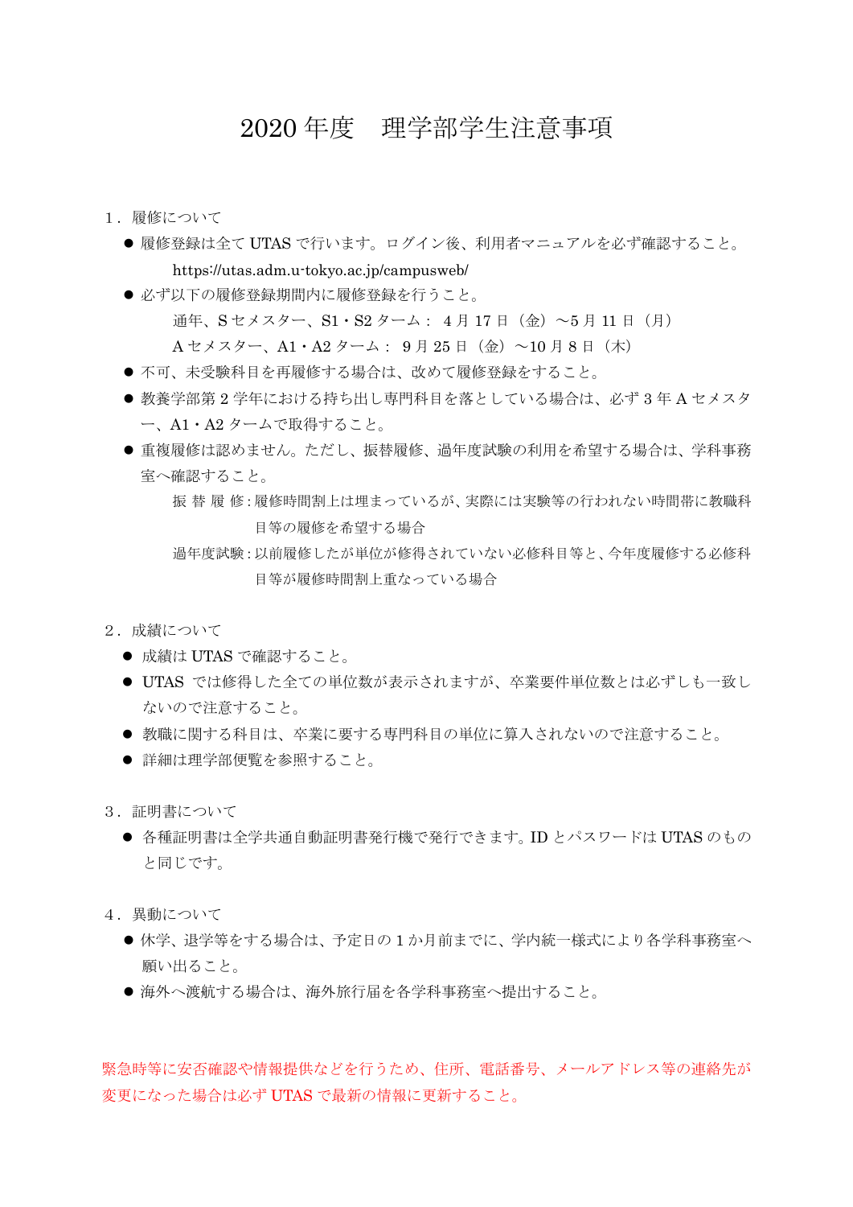# 2020 年度　理学部学生注意事項

## １．履修について

- 履修登録は全て UTAS で行います。ログイン後、利用者マニュアルを必ず確認すること。
  https://utas.adm.u-tokyo.ac.jp/campusweb/
- 必ず以下の履修登録期間内に履修登録を行うこと。
  通年、S セメスター、S1・S2 ターム：４月 17 日（金）～5 月 11 日（月）
  A セメスター、A1・A2 ターム：９月 25 日（金）～10 月 8 日（木）
- 不可、未受験科目を再履修する場合は、改めて履修登録をすること。
- 教養学部第 2 学年における持ち出し専門科目を落としている場合は、必ず 3 年 A セメスター、A1・A2 タームで取得すること。
- 重複履修は認めません。ただし、振替履修、過年度試験の利用を希望する場合は、学科事務室へ確認すること。
  振 替 履 修：履修時間割上は埋まっているが、実際には実験等の行われない時間帯に教職科目等の履修を希望する場合
  過年度試験：以前履修したが単位が修得されていない必修科目等と、今年度履修する必修科目等が履修時間割上重なっている場合

## ２．成績について

- 成績は UTAS で確認すること。
- UTAS では修得した全ての単位数が表示されますが、卒業要件単位数とは必ずしも一致しないので注意すること。
- 教職に関する科目は、卒業に要する専門科目の単位に算入されないので注意すること。
- 詳細は理学部便覧を参照すること。

## ３．証明書について

- 各種証明書は全学共通自動証明書発行機で発行できます。ID とパスワードは UTAS のものと同じです。

## ４．異動について

- 休学、退学等をする場合は、予定日の 1 か月前までに、学内統一様式により各学科事務室へ願い出ること。
- 海外へ渡航する場合は、海外旅行届を各学科事務室へ提出すること。

緊急時等に安否確認や情報提供などを行うため、住所、電話番号、メールアドレス等の連絡先が変更になった場合は必ず UTAS で最新の情報に更新すること。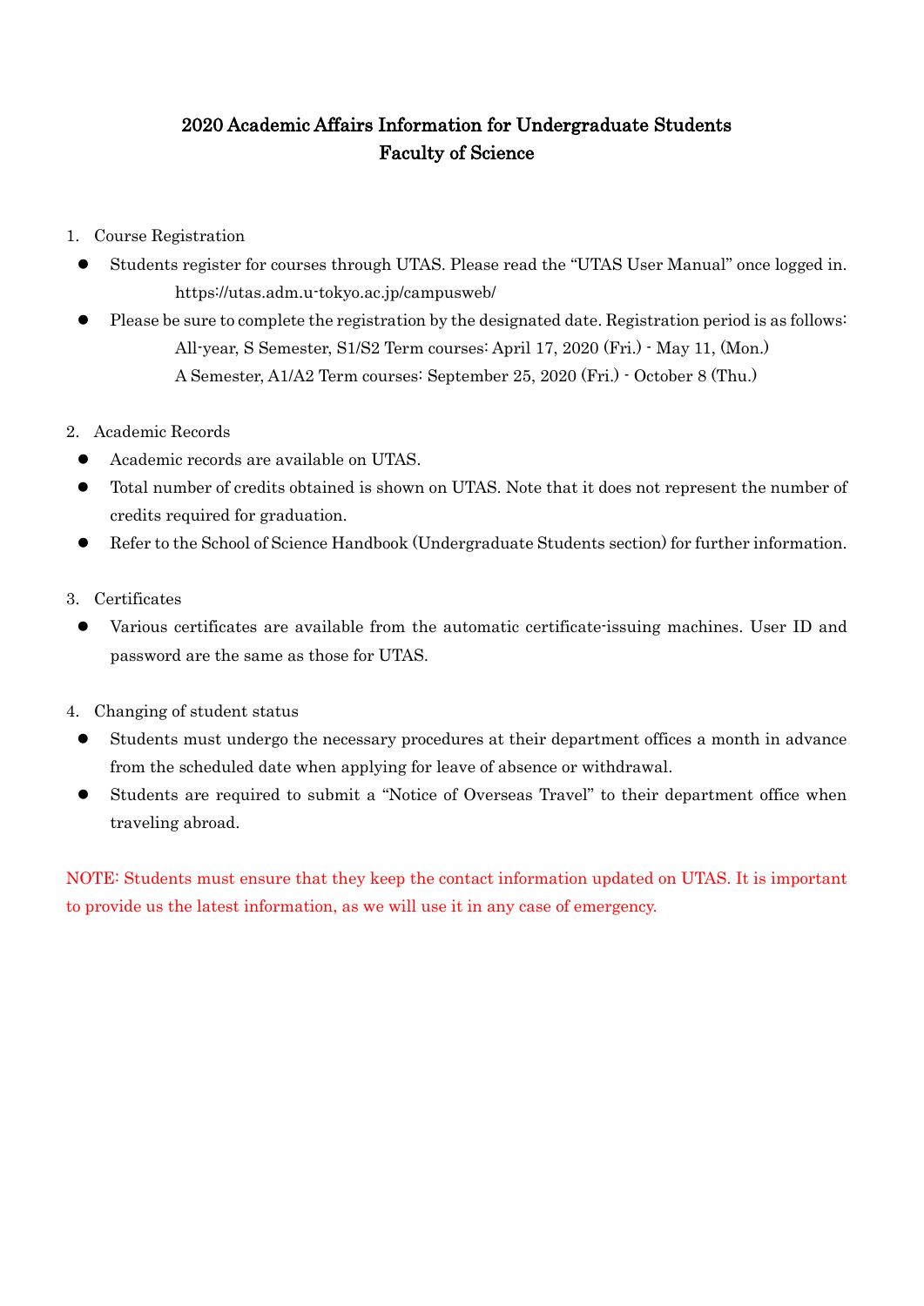# 2020 Academic Affairs Information for Undergraduate Students
# Faculty of Science

1. Course Registration
   - Students register for courses through UTAS. Please read the "UTAS User Manual" once logged in.
     https://utas.adm.u-tokyo.ac.jp/campusweb/
   - Please be sure to complete the registration by the designated date. Registration period is as follows:
     All-year, S Semester, S1/S2 Term courses: April 17, 2020 (Fri.) - May 11, (Mon.)
     A Semester, A1/A2 Term courses: September 25, 2020 (Fri.) - October 8 (Thu.)

2. Academic Records
   - Academic records are available on UTAS.
   - Total number of credits obtained is shown on UTAS. Note that it does not represent the number of credits required for graduation.
   - Refer to the School of Science Handbook (Undergraduate Students section) for further information.

3. Certificates
   - Various certificates are available from the automatic certificate-issuing machines. User ID and password are the same as those for UTAS.

4. Changing of student status
   - Students must undergo the necessary procedures at their department offices a month in advance from the scheduled date when applying for leave of absence or withdrawal.
   - Students are required to submit a "Notice of Overseas Travel" to their department office when traveling abroad.

NOTE: Students must ensure that they keep the contact information updated on UTAS. It is important to provide us the latest information, as we will use it in any case of emergency.